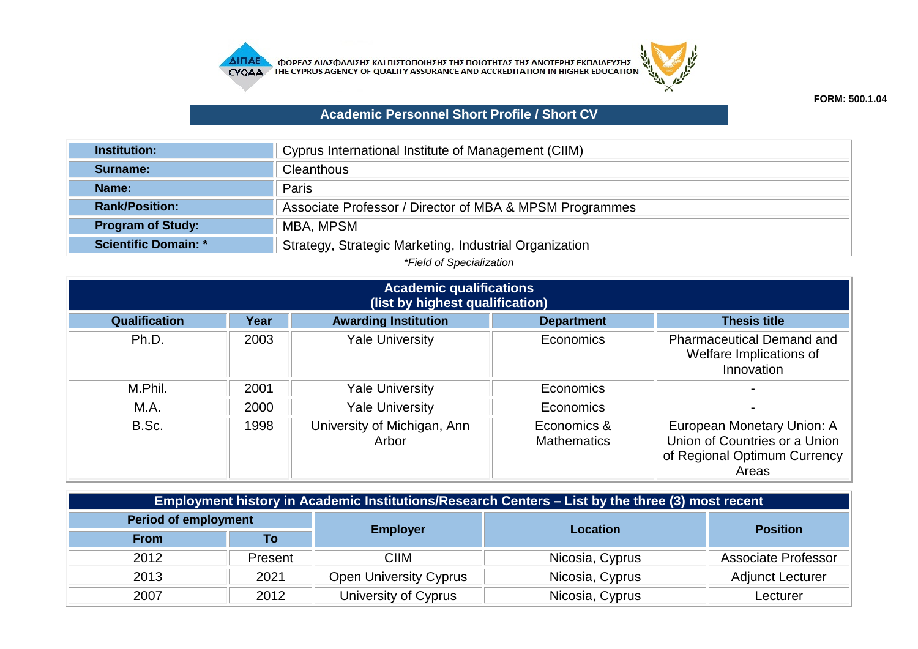ΦΟΡΕΑΣ ΔΙΑΣΦΑΛΙΣΗΣ ΚΑΙ ΠΙΣΤΟΠΟΙΗΣΗΣ ΤΗΣ ΠΟΙΟΤΗΤΑΣ ΤΗΣ ΑΝΩΤΕΡΗΣ ΕΚΠΑΙΔΕΥΣΗΣ
THE CYPRUS AGENCY OF QUALITY ASSURANCE AND ACCREDITATION IN HIGHER EDUCATION

**FORM: 500.1.04**

## Academic Personnel Short Profile / Short CV

| | |
|---|---|
| **Institution:** | Cyprus International Institute of Management (CIIM) |
| **Surname:** | Cleanthous |
| **Name:** | Paris |
| **Rank/Position:** | Associate Professor / Director of MBA & MPSM Programmes |
| **Program of Study:** | MBA, MPSM |
| **Scientific Domain: *** | Strategy, Strategic Marketing, Industrial Organization |

*\*Field of Specialization*

### Academic qualifications (list by highest qualification)

| Qualification | Year | Awarding Institution | Department | Thesis title |
|---|---|---|---|---|
| Ph.D. | 2003 | Yale University | Economics | Pharmaceutical Demand and Welfare Implications of Innovation |
| M.Phil. | 2001 | Yale University | Economics | - |
| M.A. | 2000 | Yale University | Economics | - |
| B.Sc. | 1998 | University of Michigan, Ann Arbor | Economics & Mathematics | European Monetary Union: A Union of Countries or a Union of Regional Optimum Currency Areas |

### Employment history in Academic Institutions/Research Centers – List by the three (3) most recent

| Period of employment | | Employer | Location | Position |
|---|---|---|---|---|
| From | To | | | |
| 2012 | Present | CIIM | Nicosia, Cyprus | Associate Professor |
| 2013 | 2021 | Open University Cyprus | Nicosia, Cyprus | Adjunct Lecturer |
| 2007 | 2012 | University of Cyprus | Nicosia, Cyprus | Lecturer |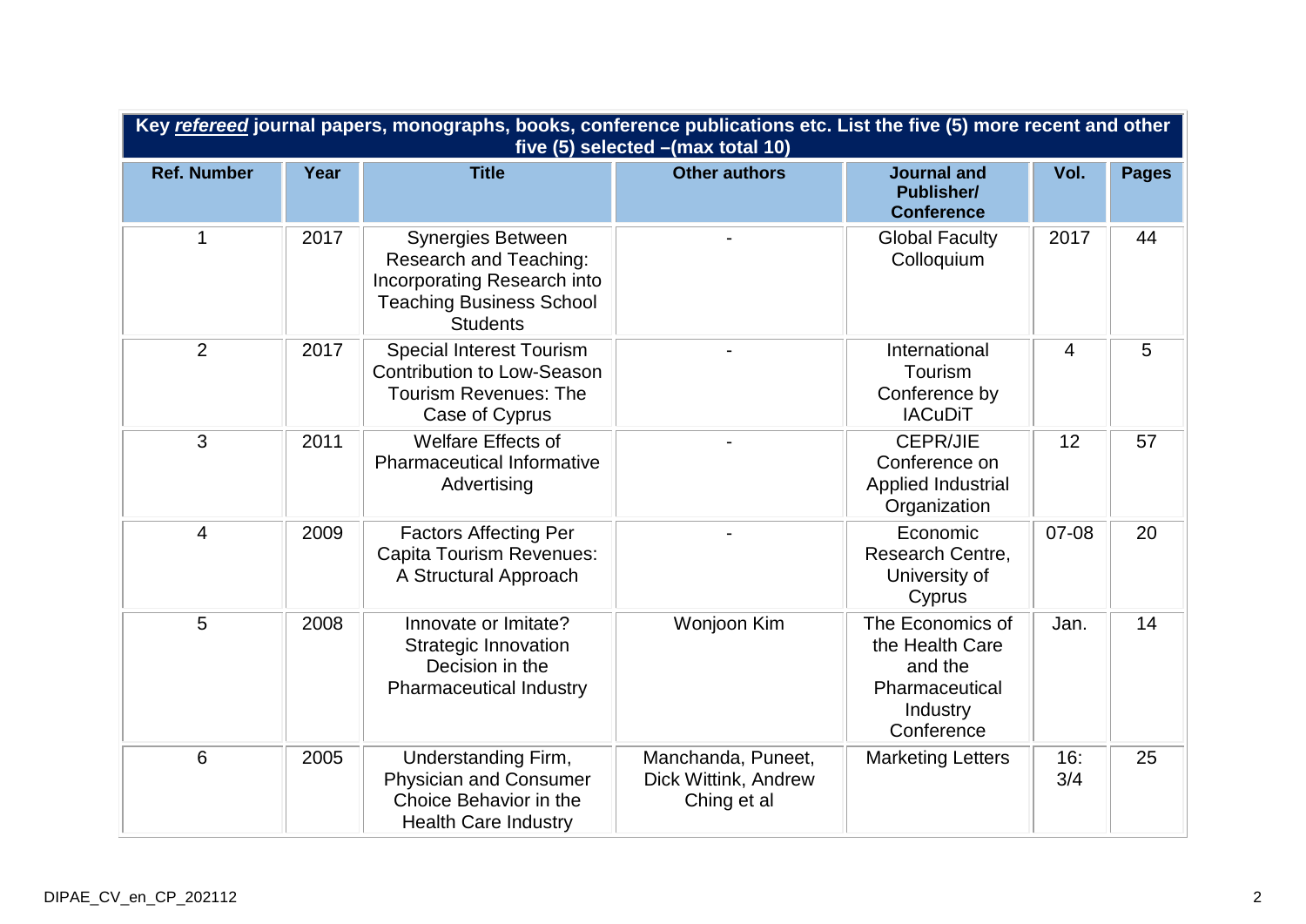| Key ***refereed*** journal papers, monographs, books, conference publications etc. List the five (5) more recent and other five (5) selected –(max total 10) | | | | | | |
|---|---|---|---|---|---|---|
| **Ref. Number** | **Year** | **Title** | **Other authors** | **Journal and Publisher/ Conference** | **Vol.** | **Pages** |
| 1 | 2017 | Synergies Between Research and Teaching: Incorporating Research into Teaching Business School Students | - | Global Faculty Colloquium | 2017 | 44 |
| 2 | 2017 | Special Interest Tourism Contribution to Low-Season Tourism Revenues: The Case of Cyprus | - | International Tourism Conference by IACuDiT | 4 | 5 |
| 3 | 2011 | Welfare Effects of Pharmaceutical Informative Advertising | - | CEPR/JIE Conference on Applied Industrial Organization | 12 | 57 |
| 4 | 2009 | Factors Affecting Per Capita Tourism Revenues: A Structural Approach | - | Economic Research Centre, University of Cyprus | 07-08 | 20 |
| 5 | 2008 | Innovate or Imitate? Strategic Innovation Decision in the Pharmaceutical Industry | Wonjoon Kim | The Economics of the Health Care and the Pharmaceutical Industry Conference | Jan. | 14 |
| 6 | 2005 | Understanding Firm, Physician and Consumer Choice Behavior in the Health Care Industry | Manchanda, Puneet, Dick Wittink, Andrew Ching et al | Marketing Letters | 16: 3/4 | 25 |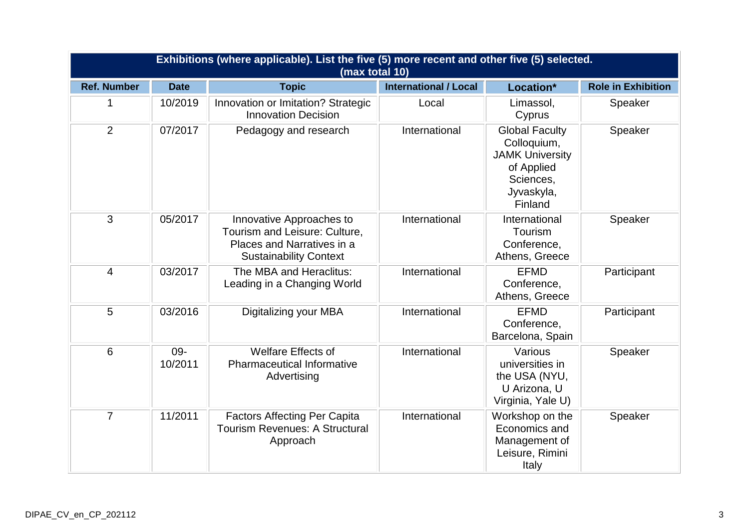| Exhibitions (where applicable). List the five (5) more recent and other five (5) selected. (max total 10) | | | | | |
|---|---|---|---|---|---|
| **Ref. Number** | **Date** | **Topic** | **International / Local** | **Location*** | **Role in Exhibition** |
| 1 | 10/2019 | Innovation or Imitation? Strategic Innovation Decision | Local | Limassol, Cyprus | Speaker |
| 2 | 07/2017 | Pedagogy and research | International | Global Faculty Colloquium, JAMK University of Applied Sciences, Jyvaskyla, Finland | Speaker |
| 3 | 05/2017 | Innovative Approaches to Tourism and Leisure: Culture, Places and Narratives in a Sustainability Context | International | International Tourism Conference, Athens, Greece | Speaker |
| 4 | 03/2017 | The MBA and Heraclitus: Leading in a Changing World | International | EFMD Conference, Athens, Greece | Participant |
| 5 | 03/2016 | Digitalizing your MBA | International | EFMD Conference, Barcelona, Spain | Participant |
| 6 | 09-10/2011 | Welfare Effects of Pharmaceutical Informative Advertising | International | Various universities in the USA (NYU, U Arizona, U Virginia, Yale U) | Speaker |
| 7 | 11/2011 | Factors Affecting Per Capita Tourism Revenues: A Structural Approach | International | Workshop on the Economics and Management of Leisure, Rimini Italy | Speaker |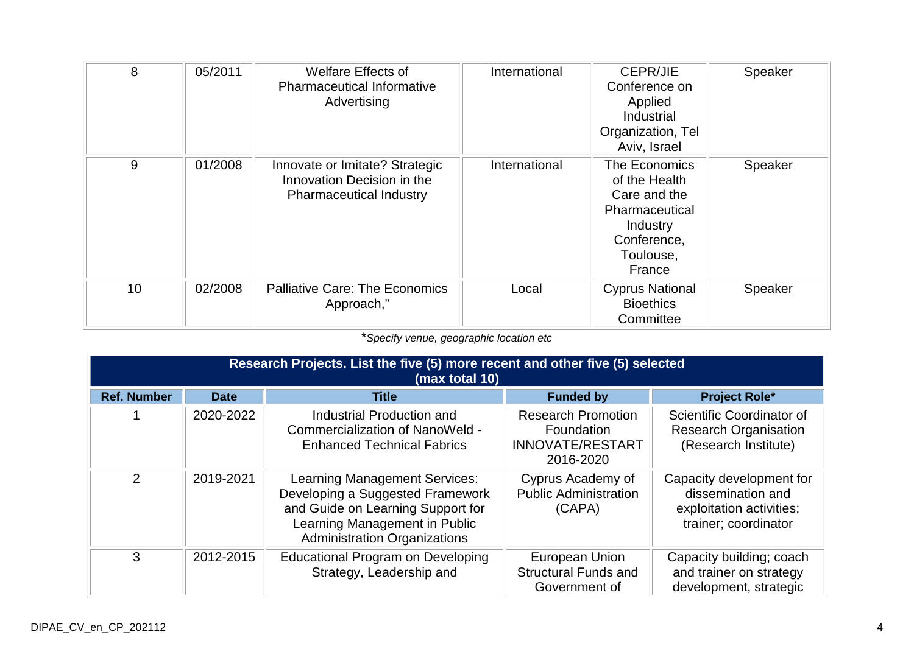| | | | | | |
|---|---|---|---|---|---|
| 8 | 05/2011 | Welfare Effects of Pharmaceutical Informative Advertising | International | CEPR/JIE Conference on Applied Industrial Organization, Tel Aviv, Israel | Speaker |
| 9 | 01/2008 | Innovate or Imitate? Strategic Innovation Decision in the Pharmaceutical Industry | International | The Economics of the Health Care and the Pharmaceutical Industry Conference, Toulouse, France | Speaker |
| 10 | 02/2008 | Palliative Care: The Economics Approach," | Local | Cyprus National Bioethics Committee | Speaker |

**Specify venue, geographic location etc*

| Research Projects. List the five (5) more recent and other five (5) selected (max total 10) | | | | |
|---|---|---|---|---|
| **Ref. Number** | **Date** | **Title** | **Funded by** | **Project Role*** |
| 1 | 2020-2022 | Industrial Production and Commercialization of NanoWeld - Enhanced Technical Fabrics | Research Promotion Foundation INNOVATE/RESTART 2016-2020 | Scientific Coordinator of Research Organisation (Research Institute) |
| 2 | 2019-2021 | Learning Management Services: Developing a Suggested Framework and Guide on Learning Support for Learning Management in Public Administration Organizations | Cyprus Academy of Public Administration (CAPA) | Capacity development for dissemination and exploitation activities; trainer; coordinator |
| 3 | 2012-2015 | Educational Program on Developing Strategy, Leadership and | European Union Structural Funds and Government of | Capacity building; coach and trainer on strategy development, strategic |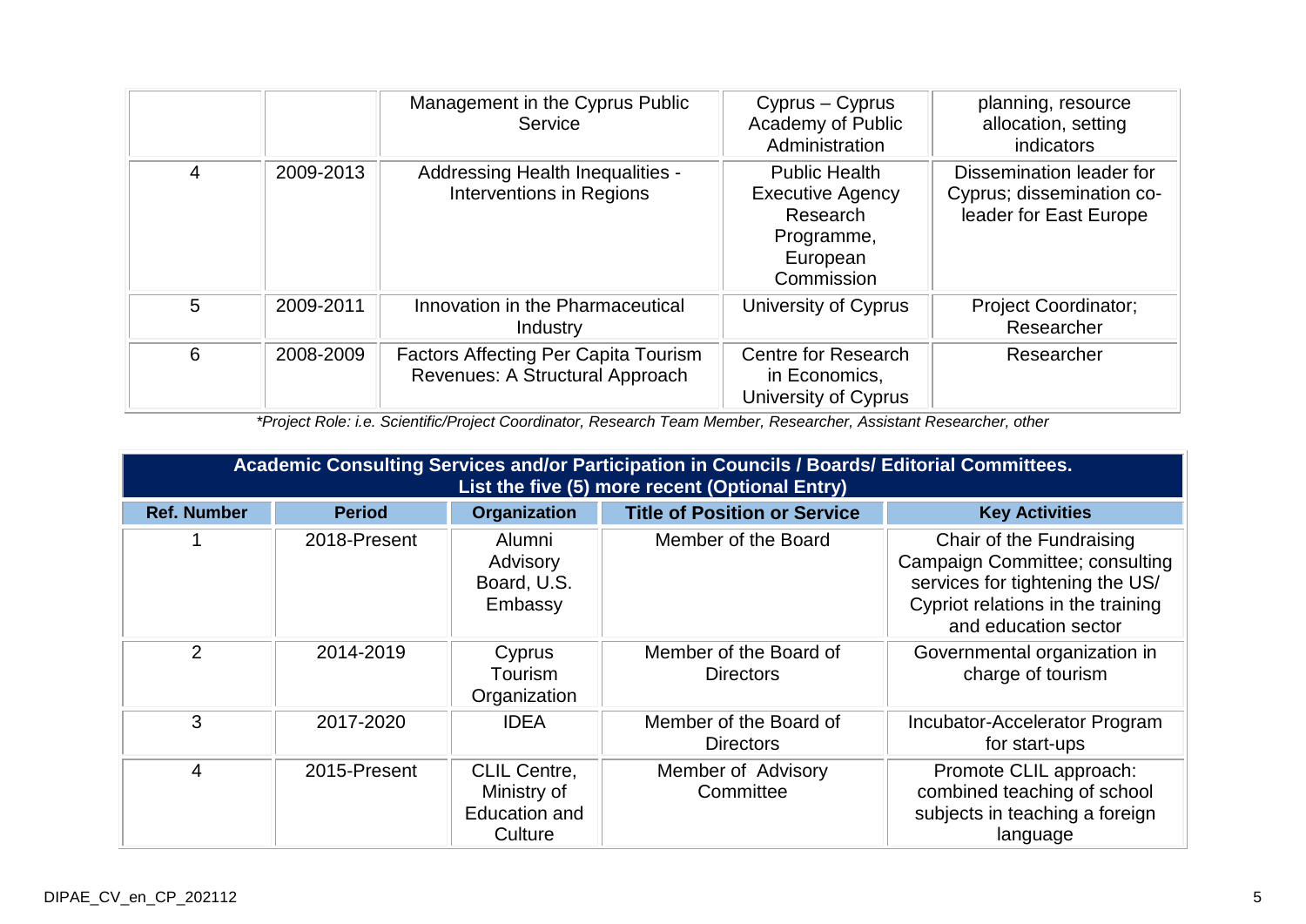|  |  | Management in the Cyprus Public Service | Cyprus – Cyprus Academy of Public Administration | planning, resource allocation, setting indicators |
|---|---|---|---|---|
| 4 | 2009-2013 | Addressing Health Inequalities - Interventions in Regions | Public Health Executive Agency Research Programme, European Commission | Dissemination leader for Cyprus; dissemination co-leader for East Europe |
| 5 | 2009-2011 | Innovation in the Pharmaceutical Industry | University of Cyprus | Project Coordinator; Researcher |
| 6 | 2008-2009 | Factors Affecting Per Capita Tourism Revenues: A Structural Approach | Centre for Research in Economics, University of Cyprus | Researcher |

*\*Project Role: i.e. Scientific/Project Coordinator, Research Team Member, Researcher, Assistant Researcher, other*

**Academic Consulting Services and/or Participation in Councils / Boards/ Editorial Committees. List the five (5) more recent (Optional Entry)**

| Ref. Number | Period | Organization | Title of Position or Service | Key Activities |
|---|---|---|---|---|
| 1 | 2018-Present | Alumni Advisory Board, U.S. Embassy | Member of the Board | Chair of the Fundraising Campaign Committee; consulting services for tightening the US/ Cypriot relations in the training and education sector |
| 2 | 2014-2019 | Cyprus Tourism Organization | Member of the Board of Directors | Governmental organization in charge of tourism |
| 3 | 2017-2020 | IDEA | Member of the Board of Directors | Incubator-Accelerator Program for start-ups |
| 4 | 2015-Present | CLIL Centre, Ministry of Education and Culture | Member of Advisory Committee | Promote CLIL approach: combined teaching of school subjects in teaching a foreign language |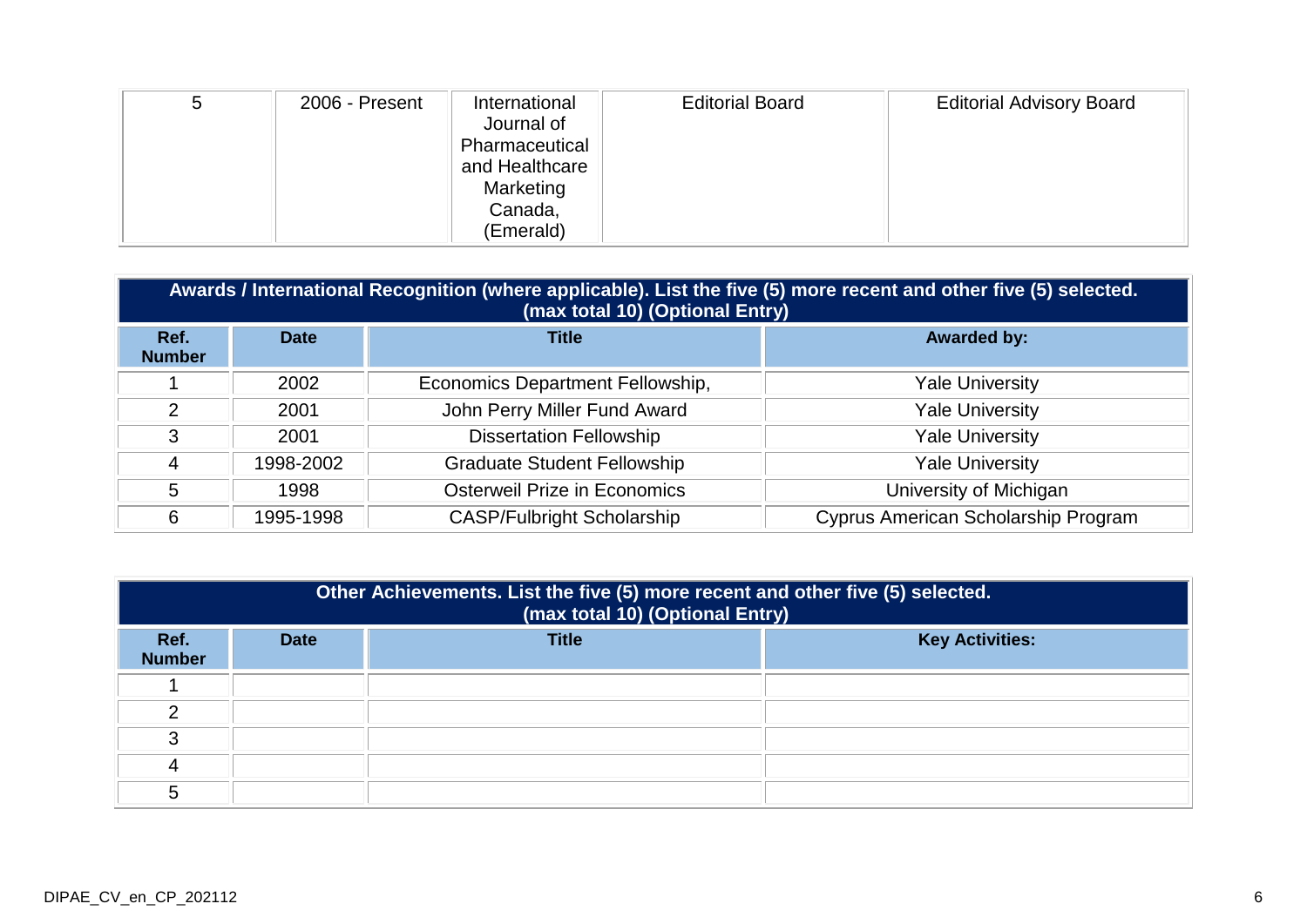| | | | | |
|---|---|---|---|---|
| 5 | 2006 - Present | International Journal of Pharmaceutical and Healthcare Marketing Canada, (Emerald) | Editorial Board | Editorial Advisory Board |

| Awards / International Recognition (where applicable). List the five (5) more recent and other five (5) selected. (max total 10) (Optional Entry) | | | |
|---|---|---|---|
| **Ref. Number** | **Date** | **Title** | **Awarded by:** |
| 1 | 2002 | Economics Department Fellowship, | Yale University |
| 2 | 2001 | John Perry Miller Fund Award | Yale University |
| 3 | 2001 | Dissertation Fellowship | Yale University |
| 4 | 1998-2002 | Graduate Student Fellowship | Yale University |
| 5 | 1998 | Osterweil Prize in Economics | University of Michigan |
| 6 | 1995-1998 | CASP/Fulbright Scholarship | Cyprus American Scholarship Program |

| Other Achievements. List the five (5) more recent and other five (5) selected. (max total 10) (Optional Entry) | | | |
|---|---|---|---|
| **Ref. Number** | **Date** | **Title** | **Key Activities:** |
| 1 | | | |
| 2 | | | |
| 3 | | | |
| 4 | | | |
| 5 | | | |